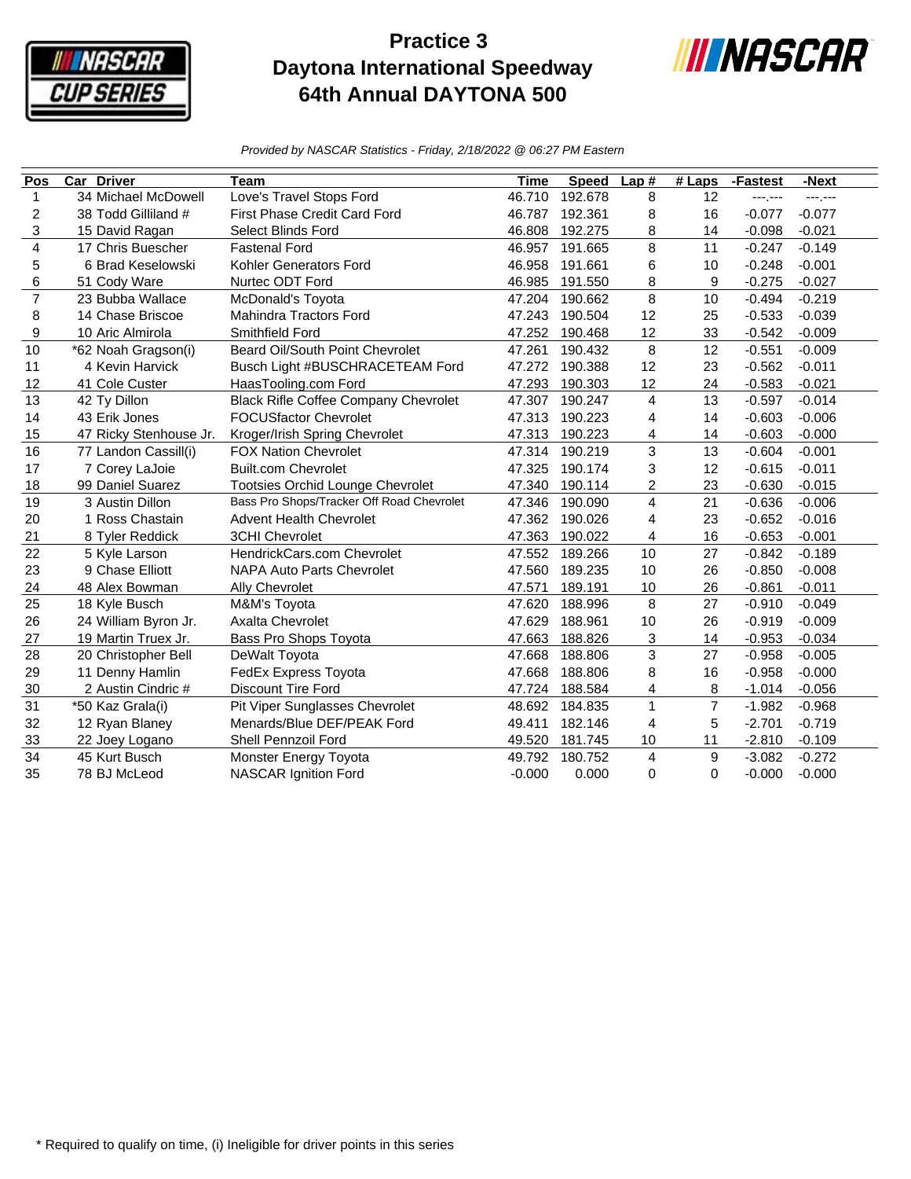# Practice 3
# Daytona International Speedway
# 64th Annual DAYTONA 500

*Provided by NASCAR Statistics - Friday, 2/18/2022 @ 06:27 PM Eastern*

| Pos | Car | Driver | Team | Time | Speed | Lap # | # Laps | -Fastest | -Next |
|---|---|---|---|---|---|---|---|---|---|
| 1 | 34 | Michael McDowell | Love's Travel Stops Ford | 46.710 | 192.678 | 8 | 12 | ---.--- | ---.--- |
| 2 | 38 | Todd Gilliland # | First Phase Credit Card Ford | 46.787 | 192.361 | 8 | 16 | -0.077 | -0.077 |
| 3 | 15 | David Ragan | Select Blinds Ford | 46.808 | 192.275 | 8 | 14 | -0.098 | -0.021 |
| 4 | 17 | Chris Buescher | Fastenal Ford | 46.957 | 191.665 | 8 | 11 | -0.247 | -0.149 |
| 5 | 6 | Brad Keselowski | Kohler Generators Ford | 46.958 | 191.661 | 6 | 10 | -0.248 | -0.001 |
| 6 | 51 | Cody Ware | Nurtec ODT Ford | 46.985 | 191.550 | 8 | 9 | -0.275 | -0.027 |
| 7 | 23 | Bubba Wallace | McDonald's Toyota | 47.204 | 190.662 | 8 | 10 | -0.494 | -0.219 |
| 8 | 14 | Chase Briscoe | Mahindra Tractors Ford | 47.243 | 190.504 | 12 | 25 | -0.533 | -0.039 |
| 9 | 10 | Aric Almirola | Smithfield Ford | 47.252 | 190.468 | 12 | 33 | -0.542 | -0.009 |
| 10 | *62 | Noah Gragson(i) | Beard Oil/South Point Chevrolet | 47.261 | 190.432 | 8 | 12 | -0.551 | -0.009 |
| 11 | 4 | Kevin Harvick | Busch Light #BUSCHRACETEAM Ford | 47.272 | 190.388 | 12 | 23 | -0.562 | -0.011 |
| 12 | 41 | Cole Custer | HaasTooling.com Ford | 47.293 | 190.303 | 12 | 24 | -0.583 | -0.021 |
| 13 | 42 | Ty Dillon | Black Rifle Coffee Company Chevrolet | 47.307 | 190.247 | 4 | 13 | -0.597 | -0.014 |
| 14 | 43 | Erik Jones | FOCUSfactor Chevrolet | 47.313 | 190.223 | 4 | 14 | -0.603 | -0.006 |
| 15 | 47 | Ricky Stenhouse Jr. | Kroger/Irish Spring Chevrolet | 47.313 | 190.223 | 4 | 14 | -0.603 | -0.000 |
| 16 | 77 | Landon Cassill(i) | FOX Nation Chevrolet | 47.314 | 190.219 | 3 | 13 | -0.604 | -0.001 |
| 17 | 7 | Corey LaJoie | Built.com Chevrolet | 47.325 | 190.174 | 3 | 12 | -0.615 | -0.011 |
| 18 | 99 | Daniel Suarez | Tootsies Orchid Lounge Chevrolet | 47.340 | 190.114 | 2 | 23 | -0.630 | -0.015 |
| 19 | 3 | Austin Dillon | Bass Pro Shops/Tracker Off Road Chevrolet | 47.346 | 190.090 | 4 | 21 | -0.636 | -0.006 |
| 20 | 1 | Ross Chastain | Advent Health Chevrolet | 47.362 | 190.026 | 4 | 23 | -0.652 | -0.016 |
| 21 | 8 | Tyler Reddick | 3CHI Chevrolet | 47.363 | 190.022 | 4 | 16 | -0.653 | -0.001 |
| 22 | 5 | Kyle Larson | HendrickCars.com Chevrolet | 47.552 | 189.266 | 10 | 27 | -0.842 | -0.189 |
| 23 | 9 | Chase Elliott | NAPA Auto Parts Chevrolet | 47.560 | 189.235 | 10 | 26 | -0.850 | -0.008 |
| 24 | 48 | Alex Bowman | Ally Chevrolet | 47.571 | 189.191 | 10 | 26 | -0.861 | -0.011 |
| 25 | 18 | Kyle Busch | M&M's Toyota | 47.620 | 188.996 | 8 | 27 | -0.910 | -0.049 |
| 26 | 24 | William Byron Jr. | Axalta Chevrolet | 47.629 | 188.961 | 10 | 26 | -0.919 | -0.009 |
| 27 | 19 | Martin Truex Jr. | Bass Pro Shops Toyota | 47.663 | 188.826 | 3 | 14 | -0.953 | -0.034 |
| 28 | 20 | Christopher Bell | DeWalt Toyota | 47.668 | 188.806 | 3 | 27 | -0.958 | -0.005 |
| 29 | 11 | Denny Hamlin | FedEx Express Toyota | 47.668 | 188.806 | 8 | 16 | -0.958 | -0.000 |
| 30 | 2 | Austin Cindric # | Discount Tire Ford | 47.724 | 188.584 | 4 | 8 | -1.014 | -0.056 |
| 31 | *50 | Kaz Grala(i) | Pit Viper Sunglasses Chevrolet | 48.692 | 184.835 | 1 | 7 | -1.982 | -0.968 |
| 32 | 12 | Ryan Blaney | Menards/Blue DEF/PEAK Ford | 49.411 | 182.146 | 4 | 5 | -2.701 | -0.719 |
| 33 | 22 | Joey Logano | Shell Pennzoil Ford | 49.520 | 181.745 | 10 | 11 | -2.810 | -0.109 |
| 34 | 45 | Kurt Busch | Monster Energy Toyota | 49.792 | 180.752 | 4 | 9 | -3.082 | -0.272 |
| 35 | 78 | BJ McLeod | NASCAR Ignition Ford | -0.000 | 0.000 | 0 | 0 | -0.000 | -0.000 |

\* Required to qualify on time, (i) Ineligible for driver points in this series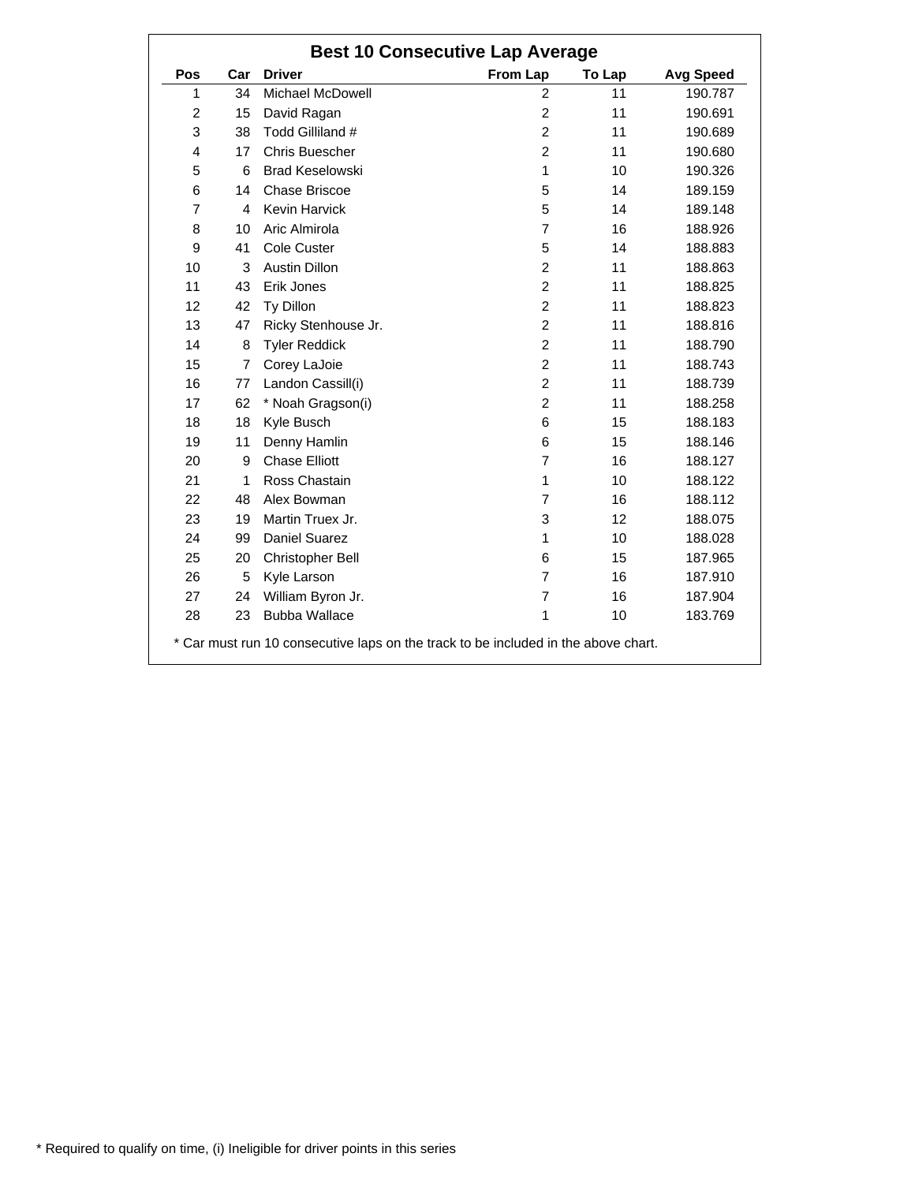## Best 10 Consecutive Lap Average

| Pos | Car | Driver | From Lap | To Lap | Avg Speed |
|---|---|---|---|---|---|
| 1 | 34 | Michael McDowell | 2 | 11 | 190.787 |
| 2 | 15 | David Ragan | 2 | 11 | 190.691 |
| 3 | 38 | Todd Gilliland # | 2 | 11 | 190.689 |
| 4 | 17 | Chris Buescher | 2 | 11 | 190.680 |
| 5 | 6 | Brad Keselowski | 1 | 10 | 190.326 |
| 6 | 14 | Chase Briscoe | 5 | 14 | 189.159 |
| 7 | 4 | Kevin Harvick | 5 | 14 | 189.148 |
| 8 | 10 | Aric Almirola | 7 | 16 | 188.926 |
| 9 | 41 | Cole Custer | 5 | 14 | 188.883 |
| 10 | 3 | Austin Dillon | 2 | 11 | 188.863 |
| 11 | 43 | Erik Jones | 2 | 11 | 188.825 |
| 12 | 42 | Ty Dillon | 2 | 11 | 188.823 |
| 13 | 47 | Ricky Stenhouse Jr. | 2 | 11 | 188.816 |
| 14 | 8 | Tyler Reddick | 2 | 11 | 188.790 |
| 15 | 7 | Corey LaJoie | 2 | 11 | 188.743 |
| 16 | 77 | Landon Cassill(i) | 2 | 11 | 188.739 |
| 17 | 62 | * Noah Gragson(i) | 2 | 11 | 188.258 |
| 18 | 18 | Kyle Busch | 6 | 15 | 188.183 |
| 19 | 11 | Denny Hamlin | 6 | 15 | 188.146 |
| 20 | 9 | Chase Elliott | 7 | 16 | 188.127 |
| 21 | 1 | Ross Chastain | 1 | 10 | 188.122 |
| 22 | 48 | Alex Bowman | 7 | 16 | 188.112 |
| 23 | 19 | Martin Truex Jr. | 3 | 12 | 188.075 |
| 24 | 99 | Daniel Suarez | 1 | 10 | 188.028 |
| 25 | 20 | Christopher Bell | 6 | 15 | 187.965 |
| 26 | 5 | Kyle Larson | 7 | 16 | 187.910 |
| 27 | 24 | William Byron Jr. | 7 | 16 | 187.904 |
| 28 | 23 | Bubba Wallace | 1 | 10 | 183.769 |

* Car must run 10 consecutive laps on the track to be included in the above chart.

* Required to qualify on time, (i) Ineligible for driver points in this series